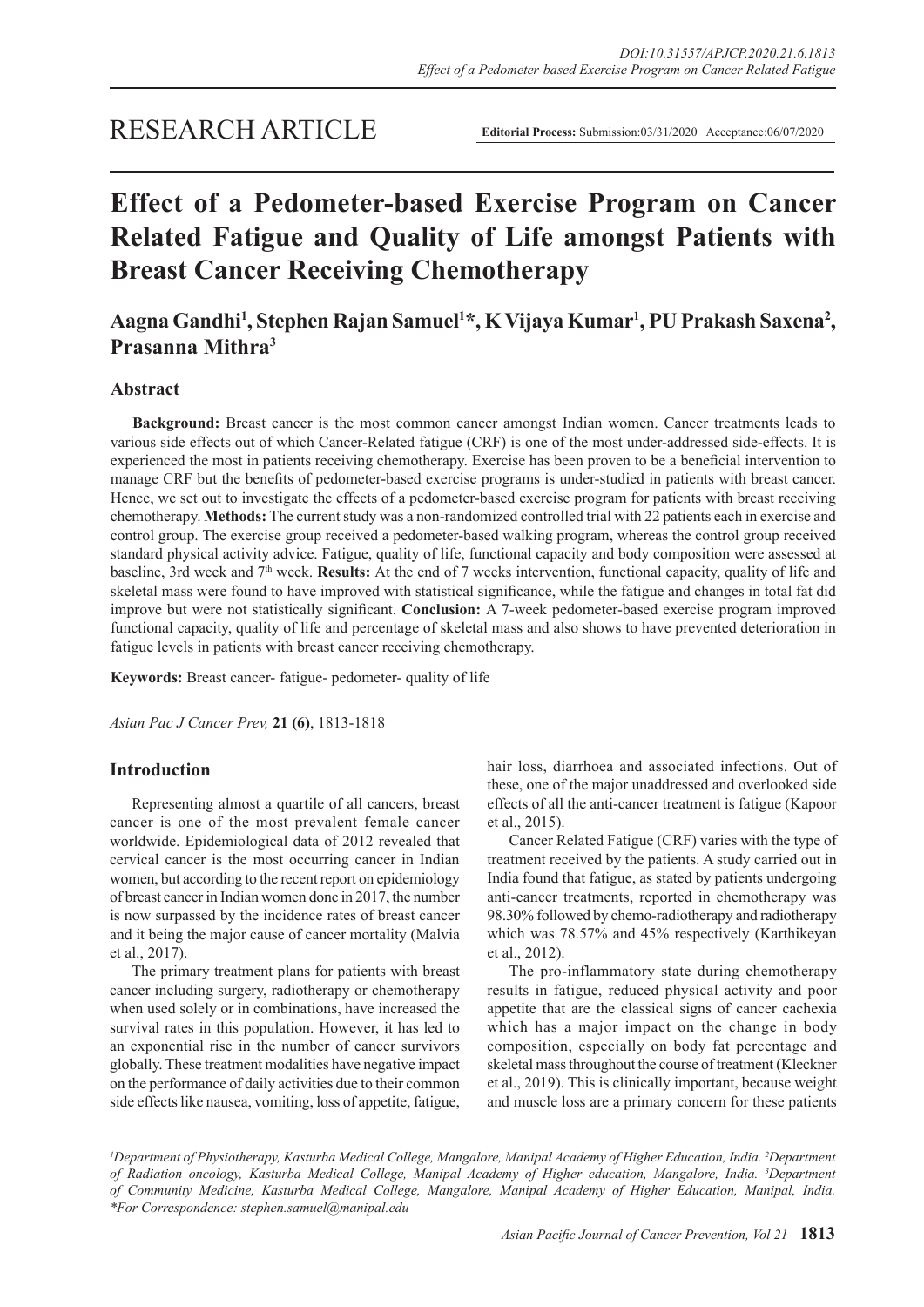RESEARCH ARTICLE

**Editorial Process:** Submission:03/31/2020 Acceptance:06/07/2020

# Effect of a Pedometer-based Exercise Program on Cancer Related Fatigue and Quality of Life amongst Patients with Breast Cancer Receiving Chemotherapy

**Aagna Gandhi[1], Stephen Rajan Samuel[1]*, K Vijaya Kumar[1], PU Prakash Saxena[2], Prasanna Mithra[3]**

## Abstract

**Background:** Breast cancer is the most common cancer amongst Indian women. Cancer treatments leads to various side effects out of which Cancer-Related fatigue (CRF) is one of the most under-addressed side-effects. It is experienced the most in patients receiving chemotherapy. Exercise has been proven to be a beneficial intervention to manage CRF but the benefits of pedometer-based exercise programs is under-studied in patients with breast cancer. Hence, we set out to investigate the effects of a pedometer-based exercise program for patients with breast receiving chemotherapy. **Methods:** The current study was a non-randomized controlled trial with 22 patients each in exercise and control group. The exercise group received a pedometer-based walking program, whereas the control group received standard physical activity advice. Fatigue, quality of life, functional capacity and body composition were assessed at baseline, 3rd week and 7th week. **Results:** At the end of 7 weeks intervention, functional capacity, quality of life and skeletal mass were found to have improved with statistical significance, while the fatigue and changes in total fat did improve but were not statistically significant. **Conclusion:** A 7-week pedometer-based exercise program improved functional capacity, quality of life and percentage of skeletal mass and also shows to have prevented deterioration in fatigue levels in patients with breast cancer receiving chemotherapy.

**Keywords:** Breast cancer- fatigue- pedometer- quality of life

*Asian Pac J Cancer Prev,* **21 (6)**, 1813-1818

## Introduction

Representing almost a quartile of all cancers, breast cancer is one of the most prevalent female cancer worldwide. Epidemiological data of 2012 revealed that cervical cancer is the most occurring cancer in Indian women, but according to the recent report on epidemiology of breast cancer in Indian women done in 2017, the number is now surpassed by the incidence rates of breast cancer and it being the major cause of cancer mortality (Malvia et al., 2017).

The primary treatment plans for patients with breast cancer including surgery, radiotherapy or chemotherapy when used solely or in combinations, have increased the survival rates in this population. However, it has led to an exponential rise in the number of cancer survivors globally. These treatment modalities have negative impact on the performance of daily activities due to their common side effects like nausea, vomiting, loss of appetite, fatigue, hair loss, diarrhoea and associated infections. Out of these, one of the major unaddressed and overlooked side effects of all the anti-cancer treatment is fatigue (Kapoor et al., 2015).

Cancer Related Fatigue (CRF) varies with the type of treatment received by the patients. A study carried out in India found that fatigue, as stated by patients undergoing anti-cancer treatments, reported in chemotherapy was 98.30% followed by chemo-radiotherapy and radiotherapy which was 78.57% and 45% respectively (Karthikeyan et al., 2012).

The pro-inflammatory state during chemotherapy results in fatigue, reduced physical activity and poor appetite that are the classical signs of cancer cachexia which has a major impact on the change in body composition, especially on body fat percentage and skeletal mass throughout the course of treatment (Kleckner et al., 2019). This is clinically important, because weight and muscle loss are a primary concern for these patients

*[1]Department of Physiotherapy, Kasturba Medical College, Mangalore, Manipal Academy of Higher Education, India. [2]Department of Radiation oncology, Kasturba Medical College, Manipal Academy of Higher education, Mangalore, India. [3]Department of Community Medicine, Kasturba Medical College, Mangalore, Manipal Academy of Higher Education, Manipal, India. *For Correspondence: stephen.samuel@manipal.edu*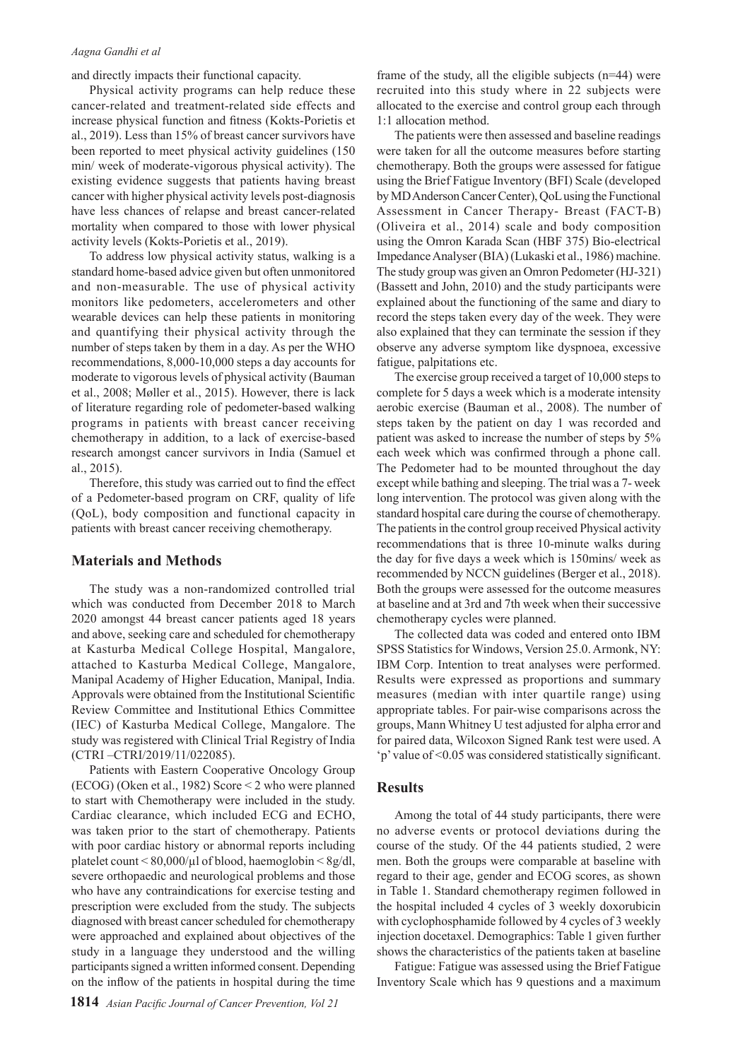and directly impacts their functional capacity.

Physical activity programs can help reduce these cancer-related and treatment-related side effects and increase physical function and fitness (Kokts-Porietis et al., 2019). Less than 15% of breast cancer survivors have been reported to meet physical activity guidelines (150 min/ week of moderate-vigorous physical activity). The existing evidence suggests that patients having breast cancer with higher physical activity levels post-diagnosis have less chances of relapse and breast cancer-related mortality when compared to those with lower physical activity levels (Kokts-Porietis et al., 2019).

To address low physical activity status, walking is a standard home-based advice given but often unmonitored and non-measurable. The use of physical activity monitors like pedometers, accelerometers and other wearable devices can help these patients in monitoring and quantifying their physical activity through the number of steps taken by them in a day. As per the WHO recommendations, 8,000-10,000 steps a day accounts for moderate to vigorous levels of physical activity (Bauman et al., 2008; Møller et al., 2015). However, there is lack of literature regarding role of pedometer-based walking programs in patients with breast cancer receiving chemotherapy in addition, to a lack of exercise-based research amongst cancer survivors in India (Samuel et al., 2015).

Therefore, this study was carried out to find the effect of a Pedometer-based program on CRF, quality of life (QoL), body composition and functional capacity in patients with breast cancer receiving chemotherapy.

## Materials and Methods

The study was a non-randomized controlled trial which was conducted from December 2018 to March 2020 amongst 44 breast cancer patients aged 18 years and above, seeking care and scheduled for chemotherapy at Kasturba Medical College Hospital, Mangalore, attached to Kasturba Medical College, Mangalore, Manipal Academy of Higher Education, Manipal, India. Approvals were obtained from the Institutional Scientific Review Committee and Institutional Ethics Committee (IEC) of Kasturba Medical College, Mangalore. The study was registered with Clinical Trial Registry of India (CTRI –CTRI/2019/11/022085).

Patients with Eastern Cooperative Oncology Group (ECOG) (Oken et al., 1982) Score < 2 who were planned to start with Chemotherapy were included in the study. Cardiac clearance, which included ECG and ECHO, was taken prior to the start of chemotherapy. Patients with poor cardiac history or abnormal reports including platelet count < 80,000/µl of blood, haemoglobin < 8g/dl, severe orthopaedic and neurological problems and those who have any contraindications for exercise testing and prescription were excluded from the study. The subjects diagnosed with breast cancer scheduled for chemotherapy were approached and explained about objectives of the study in a language they understood and the willing participants signed a written informed consent. Depending on the inflow of the patients in hospital during the time frame of the study, all the eligible subjects (n=44) were recruited into this study where in 22 subjects were allocated to the exercise and control group each through 1:1 allocation method.

The patients were then assessed and baseline readings were taken for all the outcome measures before starting chemotherapy. Both the groups were assessed for fatigue using the Brief Fatigue Inventory (BFI) Scale (developed by MD Anderson Cancer Center), QoL using the Functional Assessment in Cancer Therapy- Breast (FACT-B) (Oliveira et al., 2014) scale and body composition using the Omron Karada Scan (HBF 375) Bio-electrical Impedance Analyser (BIA) (Lukaski et al., 1986) machine. The study group was given an Omron Pedometer (HJ-321) (Bassett and John, 2010) and the study participants were explained about the functioning of the same and diary to record the steps taken every day of the week. They were also explained that they can terminate the session if they observe any adverse symptom like dyspnoea, excessive fatigue, palpitations etc.

The exercise group received a target of 10,000 steps to complete for 5 days a week which is a moderate intensity aerobic exercise (Bauman et al., 2008). The number of steps taken by the patient on day 1 was recorded and patient was asked to increase the number of steps by 5% each week which was confirmed through a phone call. The Pedometer had to be mounted throughout the day except while bathing and sleeping. The trial was a 7- week long intervention. The protocol was given along with the standard hospital care during the course of chemotherapy. The patients in the control group received Physical activity recommendations that is three 10-minute walks during the day for five days a week which is 150mins/ week as recommended by NCCN guidelines (Berger et al., 2018). Both the groups were assessed for the outcome measures at baseline and at 3rd and 7th week when their successive chemotherapy cycles were planned.

The collected data was coded and entered onto IBM SPSS Statistics for Windows, Version 25.0. Armonk, NY: IBM Corp. Intention to treat analyses were performed. Results were expressed as proportions and summary measures (median with inter quartile range) using appropriate tables. For pair-wise comparisons across the groups, Mann Whitney U test adjusted for alpha error and for paired data, Wilcoxon Signed Rank test were used. A 'p' value of <0.05 was considered statistically significant.

## Results

Among the total of 44 study participants, there were no adverse events or protocol deviations during the course of the study. Of the 44 patients studied, 2 were men. Both the groups were comparable at baseline with regard to their age, gender and ECOG scores, as shown in Table 1. Standard chemotherapy regimen followed in the hospital included 4 cycles of 3 weekly doxorubicin with cyclophosphamide followed by 4 cycles of 3 weekly injection docetaxel. Demographics: Table 1 given further shows the characteristics of the patients taken at baseline

Fatigue: Fatigue was assessed using the Brief Fatigue Inventory Scale which has 9 questions and a maximum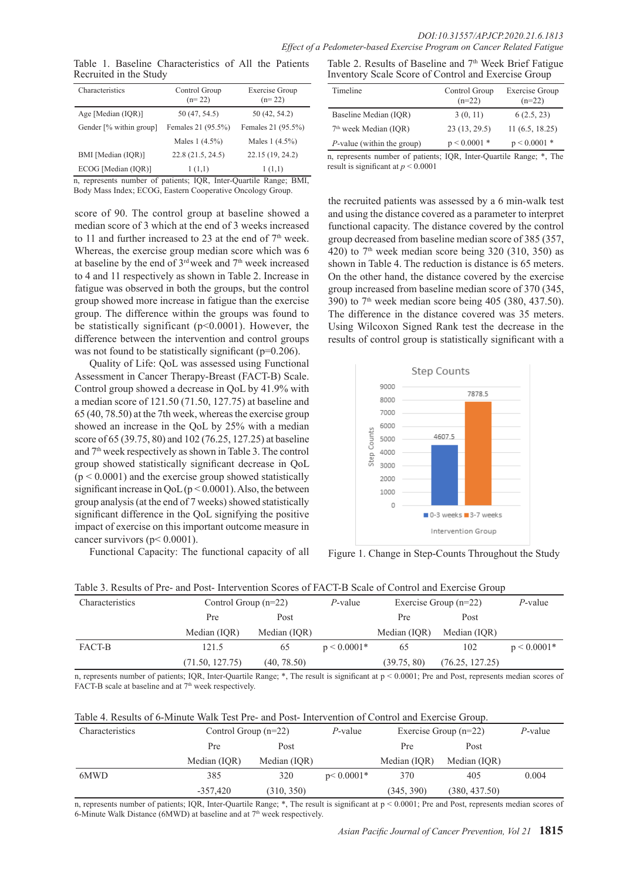Table 1. Baseline Characteristics of All the Patients Recruited in the Study

| Characteristics | Control Group (n= 22) | Exercise Group (n= 22) |
|---|---|---|
| Age [Median (IQR)] | 50 (47, 54.5) | 50 (42, 54.2) |
| Gender [% within group] | Females 21 (95.5%) | Females 21 (95.5%) |
| | Males 1 (4.5%) | Males 1 (4.5%) |
| BMI [Median (IQR)] | 22.8 (21.5, 24.5) | 22.15 (19, 24.2) |
| ECOG [Median (IQR)] | 1 (1,1) | 1 (1,1) |

n, represents number of patients; IQR, Inter-Quartile Range; BMI, Body Mass Index; ECOG, Eastern Cooperative Oncology Group.

score of 90. The control group at baseline showed a median score of 3 which at the end of 3 weeks increased to 11 and further increased to 23 at the end of 7th week. Whereas, the exercise group median score which was 6 at baseline by the end of 3rd week and 7th week increased to 4 and 11 respectively as shown in Table 2. Increase in fatigue was observed in both the groups, but the control group showed more increase in fatigue than the exercise group. The difference within the groups was found to be statistically significant ($p<0.0001$). However, the difference between the intervention and control groups was not found to be statistically significant ($p=0.206$).

Quality of Life: QoL was assessed using Functional Assessment in Cancer Therapy-Breast (FACT-B) Scale. Control group showed a decrease in QoL by 41.9% with a median score of 121.50 (71.50, 127.75) at baseline and 65 (40, 78.50) at the 7th week, whereas the exercise group showed an increase in the QoL by 25% with a median score of 65 (39.75, 80) and 102 (76.25, 127.25) at baseline and 7th week respectively as shown in Table 3. The control group showed statistically significant decrease in QoL ($p < 0.0001$) and the exercise group showed statistically significant increase in QoL ($p < 0.0001$). Also, the between group analysis (at the end of 7 weeks) showed statistically significant difference in the QoL signifying the positive impact of exercise on this important outcome measure in cancer survivors ($p< 0.0001$).

Functional Capacity: The functional capacity of all the recruited patients was assessed by a 6 min-walk test and using the distance covered as a parameter to interpret functional capacity. The distance covered by the control group decreased from baseline median score of 385 (357, 420) to 7th week median score being 320 (310, 350) as shown in Table 4. The reduction is distance is 65 meters. On the other hand, the distance covered by the exercise group increased from baseline median score of 370 (345, 390) to 7th week median score being 405 (380, 437.50). The difference in the distance covered was 35 meters. Using Wilcoxon Signed Rank test the decrease in the results of control group is statistically significant with a

Table 2. Results of Baseline and 7th Week Brief Fatigue Inventory Scale Score of Control and Exercise Group

| Timeline | Control Group (n=22) | Exercise Group (n=22) |
|---|---|---|
| Baseline Median (IQR) | 3 (0, 11) | 6 (2.5, 23) |
| 7th week Median (IQR) | 23 (13, 29.5) | 11 (6.5, 18.25) |
| *P*-value (within the group) | $p < 0.0001$ * | $p < 0.0001$ * |

n, represents number of patients; IQR, Inter-Quartile Range; *, The result is significant at $p < 0.0001$

| Step Counts | |
|---|---|
| 0-3 weeks | 4607.5 |
| 3-7 weeks | 7878.5 |

Intervention Group

Figure 1. Change in Step-Counts Throughout the Study

Table 3. Results of Pre- and Post- Intervention Scores of FACT-B Scale of Control and Exercise Group

| Characteristics | Control Group (n=22) | | *P*-value | Exercise Group (n=22) | | *P*-value |
|---|---|---|---|---|---|---|
| | Pre | Post | | Pre | Post | |
| | Median (IQR) | Median (IQR) | | Median (IQR) | Median (IQR) | |
| FACT-B | 121.5 | 65 | $p < 0.0001$* | 65 | 102 | $p < 0.0001$* |
| | (71.50, 127.75) | (40, 78.50) | | (39.75, 80) | (76.25, 127.25) | |

n, represents number of patients; IQR, Inter-Quartile Range; *, The result is significant at $p < 0.0001$; Pre and Post, represents median scores of FACT-B scale at baseline and at 7th week respectively.

Table 4. Results of 6-Minute Walk Test Pre- and Post- Intervention of Control and Exercise Group.

| Characteristics | Control Group (n=22) | | *P*-value | Exercise Group (n=22) | | *P*-value |
|---|---|---|---|---|---|---|
| | Pre | Post | | Pre | Post | |
| | Median (IQR) | Median (IQR) | | Median (IQR) | Median (IQR) | |
| 6MWD | 385 | 320 | $p< 0.0001$* | 370 | 405 | 0.004 |
| | -357,420 | (310, 350) | | (345, 390) | (380, 437.50) | |

n, represents number of patients; IQR, Inter-Quartile Range; *, The result is significant at $p < 0.0001$; Pre and Post, represents median scores of 6-Minute Walk Distance (6MWD) at baseline and at 7th week respectively.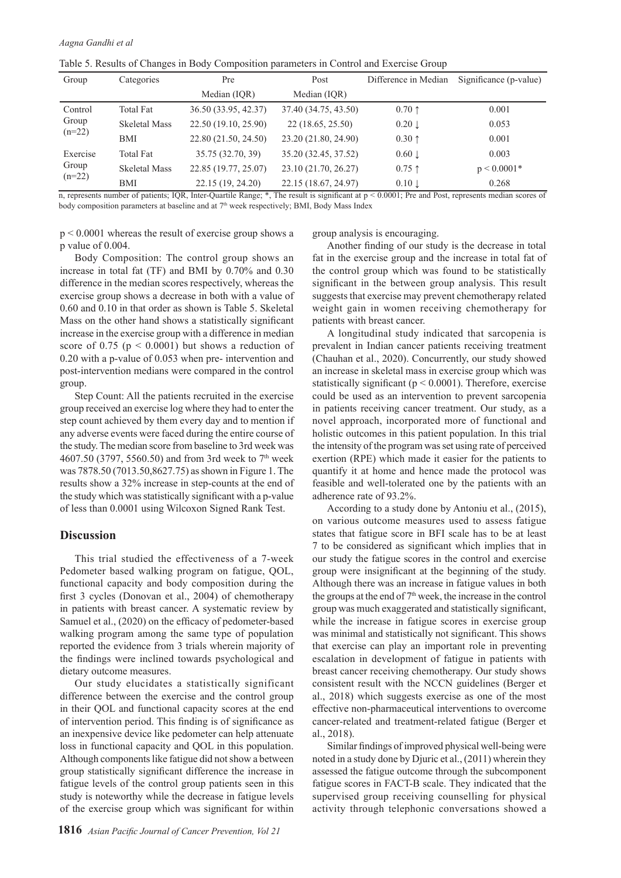Table 5. Results of Changes in Body Composition parameters in Control and Exercise Group

| Group | Categories | Pre Median (IQR) | Post Median (IQR) | Difference in Median | Significance (p-value) |
|---|---|---|---|---|---|
| Control Group (n=22) | Total Fat | 36.50 (33.95, 42.37) | 37.40 (34.75, 43.50) | 0.70 ↑ | 0.001 |
| | Skeletal Mass | 22.50 (19.10, 25.90) | 22 (18.65, 25.50) | 0.20 ↓ | 0.053 |
| | BMI | 22.80 (21.50, 24.50) | 23.20 (21.80, 24.90) | 0.30 ↑ | 0.001 |
| Exercise Group (n=22) | Total Fat | 35.75 (32.70, 39) | 35.20 (32.45, 37.52) | 0.60 ↓ | 0.003 |
| | Skeletal Mass | 22.85 (19.77, 25.07) | 23.10 (21.70, 26.27) | 0.75 ↑ | $p < 0.0001$* |
| | BMI | 22.15 (19, 24.20) | 22.15 (18.67, 24.97) | 0.10 ↓ | 0.268 |

n, represents number of patients; IQR, Inter-Quartile Range; *, The result is significant at $p < 0.0001$; Pre and Post, represents median scores of body composition parameters at baseline and at 7th week respectively; BMI, Body Mass Index

$p < 0.0001$ whereas the result of exercise group shows a p value of 0.004.

Body Composition: The control group shows an increase in total fat (TF) and BMI by 0.70% and 0.30 difference in the median scores respectively, whereas the exercise group shows a decrease in both with a value of 0.60 and 0.10 in that order as shown is Table 5. Skeletal Mass on the other hand shows a statistically significant increase in the exercise group with a difference in median score of 0.75 ($p < 0.0001$) but shows a reduction of 0.20 with a p-value of 0.053 when pre- intervention and post-intervention medians were compared in the control group.

Step Count: All the patients recruited in the exercise group received an exercise log where they had to enter the step count achieved by them every day and to mention if any adverse events were faced during the entire course of the study. The median score from baseline to 3rd week was 4607.50 (3797, 5560.50) and from 3rd week to 7th week was 7878.50 (7013.50,8627.75) as shown in Figure 1. The results show a 32% increase in step-counts at the end of the study which was statistically significant with a p-value of less than 0.0001 using Wilcoxon Signed Rank Test.

## Discussion

This trial studied the effectiveness of a 7-week Pedometer based walking program on fatigue, QOL, functional capacity and body composition during the first 3 cycles (Donovan et al., 2004) of chemotherapy in patients with breast cancer. A systematic review by Samuel et al., (2020) on the efficacy of pedometer-based walking program among the same type of population reported the evidence from 3 trials wherein majority of the findings were inclined towards psychological and dietary outcome measures.

Our study elucidates a statistically significant difference between the exercise and the control group in their QOL and functional capacity scores at the end of intervention period. This finding is of significance as an inexpensive device like pedometer can help attenuate loss in functional capacity and QOL in this population. Although components like fatigue did not show a between group statistically significant difference the increase in fatigue levels of the control group patients seen in this study is noteworthy while the decrease in fatigue levels of the exercise group which was significant for within group analysis is encouraging.

Another finding of our study is the decrease in total fat in the exercise group and the increase in total fat of the control group which was found to be statistically significant in the between group analysis. This result suggests that exercise may prevent chemotherapy related weight gain in women receiving chemotherapy for patients with breast cancer.

A longitudinal study indicated that sarcopenia is prevalent in Indian cancer patients receiving treatment (Chauhan et al., 2020). Concurrently, our study showed an increase in skeletal mass in exercise group which was statistically significant ($p < 0.0001$). Therefore, exercise could be used as an intervention to prevent sarcopenia in patients receiving cancer treatment. Our study, as a novel approach, incorporated more of functional and holistic outcomes in this patient population. In this trial the intensity of the program was set using rate of perceived exertion (RPE) which made it easier for the patients to quantify it at home and hence made the protocol was feasible and well-tolerated one by the patients with an adherence rate of 93.2%.

According to a study done by Antoniu et al., (2015), on various outcome measures used to assess fatigue states that fatigue score in BFI scale has to be at least 7 to be considered as significant which implies that in our study the fatigue scores in the control and exercise group were insignificant at the beginning of the study. Although there was an increase in fatigue values in both the groups at the end of 7th week, the increase in the control group was much exaggerated and statistically significant, while the increase in fatigue scores in exercise group was minimal and statistically not significant. This shows that exercise can play an important role in preventing escalation in development of fatigue in patients with breast cancer receiving chemotherapy. Our study shows consistent result with the NCCN guidelines (Berger et al., 2018) which suggests exercise as one of the most effective non-pharmaceutical interventions to overcome cancer-related and treatment-related fatigue (Berger et al., 2018).

Similar findings of improved physical well-being were noted in a study done by Djuric et al., (2011) wherein they assessed the fatigue outcome through the subcomponent fatigue scores in FACT-B scale. They indicated that the supervised group receiving counselling for physical activity through telephonic conversations showed a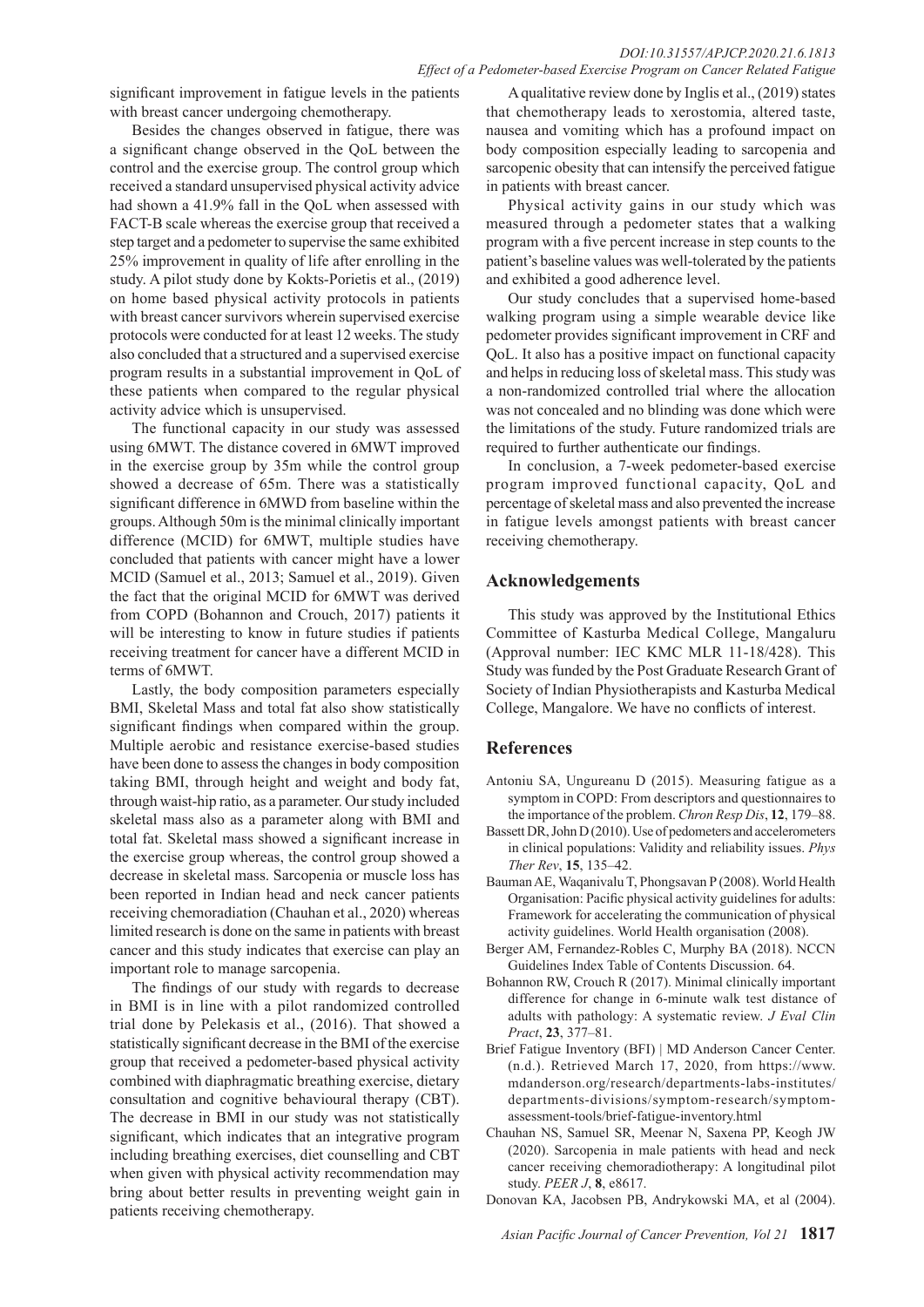significant improvement in fatigue levels in the patients with breast cancer undergoing chemotherapy.

Besides the changes observed in fatigue, there was a significant change observed in the QoL between the control and the exercise group. The control group which received a standard unsupervised physical activity advice had shown a 41.9% fall in the QoL when assessed with FACT-B scale whereas the exercise group that received a step target and a pedometer to supervise the same exhibited 25% improvement in quality of life after enrolling in the study. A pilot study done by Kokts-Porietis et al., (2019) on home based physical activity protocols in patients with breast cancer survivors wherein supervised exercise protocols were conducted for at least 12 weeks. The study also concluded that a structured and a supervised exercise program results in a substantial improvement in QoL of these patients when compared to the regular physical activity advice which is unsupervised.

The functional capacity in our study was assessed using 6MWT. The distance covered in 6MWT improved in the exercise group by 35m while the control group showed a decrease of 65m. There was a statistically significant difference in 6MWD from baseline within the groups. Although 50m is the minimal clinically important difference (MCID) for 6MWT, multiple studies have concluded that patients with cancer might have a lower MCID (Samuel et al., 2013; Samuel et al., 2019). Given the fact that the original MCID for 6MWT was derived from COPD (Bohannon and Crouch, 2017) patients it will be interesting to know in future studies if patients receiving treatment for cancer have a different MCID in terms of 6MWT.

Lastly, the body composition parameters especially BMI, Skeletal Mass and total fat also show statistically significant findings when compared within the group. Multiple aerobic and resistance exercise-based studies have been done to assess the changes in body composition taking BMI, through height and weight and body fat, through waist-hip ratio, as a parameter. Our study included skeletal mass also as a parameter along with BMI and total fat. Skeletal mass showed a significant increase in the exercise group whereas, the control group showed a decrease in skeletal mass. Sarcopenia or muscle loss has been reported in Indian head and neck cancer patients receiving chemoradiation (Chauhan et al., 2020) whereas limited research is done on the same in patients with breast cancer and this study indicates that exercise can play an important role to manage sarcopenia.

The findings of our study with regards to decrease in BMI is in line with a pilot randomized controlled trial done by Pelekasis et al., (2016). That showed a statistically significant decrease in the BMI of the exercise group that received a pedometer-based physical activity combined with diaphragmatic breathing exercise, dietary consultation and cognitive behavioural therapy (CBT). The decrease in BMI in our study was not statistically significant, which indicates that an integrative program including breathing exercises, diet counselling and CBT when given with physical activity recommendation may bring about better results in preventing weight gain in patients receiving chemotherapy.

A qualitative review done by Inglis et al., (2019) states that chemotherapy leads to xerostomia, altered taste, nausea and vomiting which has a profound impact on body composition especially leading to sarcopenia and sarcopenic obesity that can intensify the perceived fatigue in patients with breast cancer.

Physical activity gains in our study which was measured through a pedometer states that a walking program with a five percent increase in step counts to the patient's baseline values was well-tolerated by the patients and exhibited a good adherence level.

Our study concludes that a supervised home-based walking program using a simple wearable device like pedometer provides significant improvement in CRF and QoL. It also has a positive impact on functional capacity and helps in reducing loss of skeletal mass. This study was a non-randomized controlled trial where the allocation was not concealed and no blinding was done which were the limitations of the study. Future randomized trials are required to further authenticate our findings.

In conclusion, a 7-week pedometer-based exercise program improved functional capacity, QoL and percentage of skeletal mass and also prevented the increase in fatigue levels amongst patients with breast cancer receiving chemotherapy.

## Acknowledgements

This study was approved by the Institutional Ethics Committee of Kasturba Medical College, Mangaluru (Approval number: IEC KMC MLR 11-18/428). This Study was funded by the Post Graduate Research Grant of Society of Indian Physiotherapists and Kasturba Medical College, Mangalore. We have no conflicts of interest.

## References

Antoniu SA, Ungureanu D (2015). Measuring fatigue as a symptom in COPD: From descriptors and questionnaires to the importance of the problem. *Chron Resp Dis*, **12**, 179–88.

Bassett DR, John D (2010). Use of pedometers and accelerometers in clinical populations: Validity and reliability issues. *Phys Ther Rev*, **15**, 135–42.

Bauman AE, Waqanivalu T, Phongsavan P (2008). World Health Organisation: Pacific physical activity guidelines for adults: Framework for accelerating the communication of physical activity guidelines. World Health organisation (2008).

Berger AM, Fernandez-Robles C, Murphy BA (2018). NCCN Guidelines Index Table of Contents Discussion. 64.

Bohannon RW, Crouch R (2017). Minimal clinically important difference for change in 6-minute walk test distance of adults with pathology: A systematic review. *J Eval Clin Pract*, **23**, 377–81.

Brief Fatigue Inventory (BFI) | MD Anderson Cancer Center. (n.d.). Retrieved March 17, 2020, from https://www.mdanderson.org/research/departments-labs-institutes/departments-divisions/symptom-research/symptom-assessment-tools/brief-fatigue-inventory.html

Chauhan NS, Samuel SR, Meenar N, Saxena PP, Keogh JW (2020). Sarcopenia in male patients with head and neck cancer receiving chemoradiotherapy: A longitudinal pilot study. *PEER J*, **8**, e8617.

Donovan KA, Jacobsen PB, Andrykowski MA, et al (2004).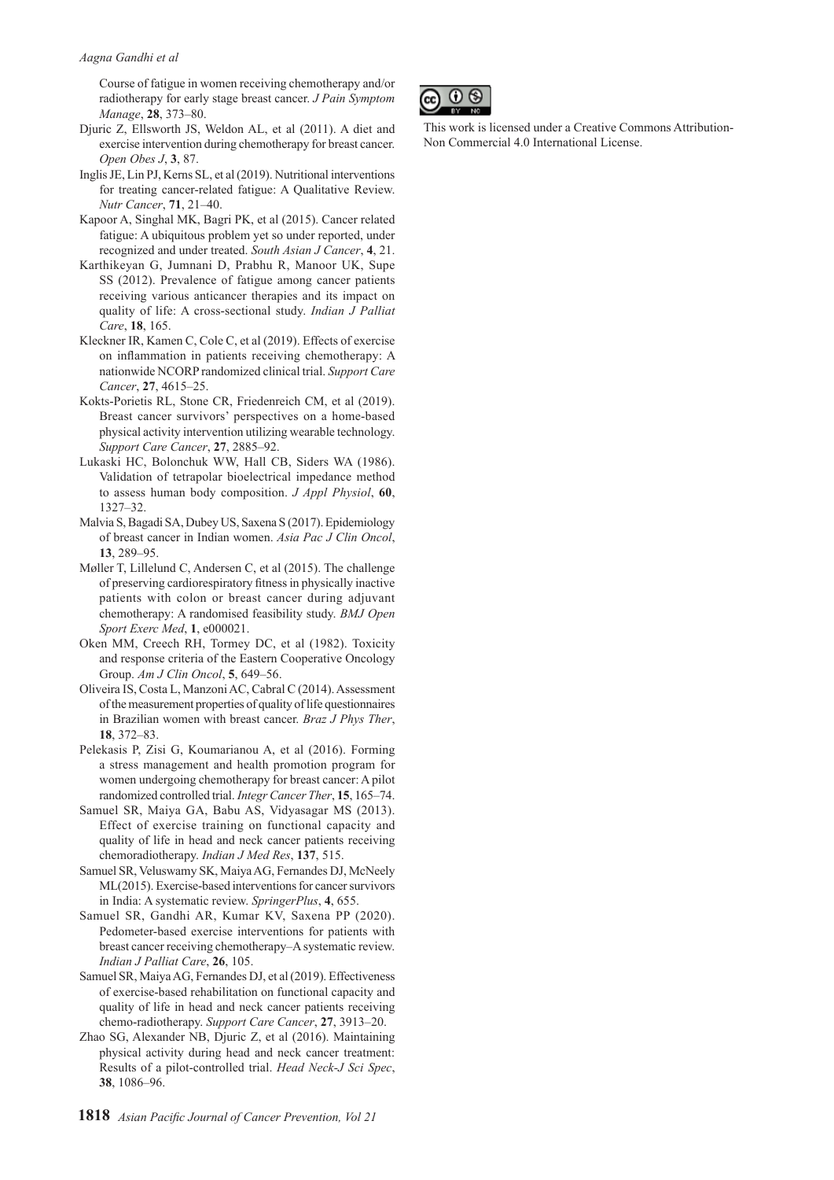Course of fatigue in women receiving chemotherapy and/or radiotherapy for early stage breast cancer. *J Pain Symptom Manage*, **28**, 373–80.

Djuric Z, Ellsworth JS, Weldon AL, et al (2011). A diet and exercise intervention during chemotherapy for breast cancer. *Open Obes J*, **3**, 87.

Inglis JE, Lin PJ, Kerns SL, et al (2019). Nutritional interventions for treating cancer-related fatigue: A Qualitative Review. *Nutr Cancer*, **71**, 21–40.

Kapoor A, Singhal MK, Bagri PK, et al (2015). Cancer related fatigue: A ubiquitous problem yet so under reported, under recognized and under treated. *South Asian J Cancer*, **4**, 21.

Karthikeyan G, Jumnani D, Prabhu R, Manoor UK, Supe SS (2012). Prevalence of fatigue among cancer patients receiving various anticancer therapies and its impact on quality of life: A cross-sectional study. *Indian J Palliat Care*, **18**, 165.

Kleckner IR, Kamen C, Cole C, et al (2019). Effects of exercise on inflammation in patients receiving chemotherapy: A nationwide NCORP randomized clinical trial. *Support Care Cancer*, **27**, 4615–25.

Kokts-Porietis RL, Stone CR, Friedenreich CM, et al (2019). Breast cancer survivors' perspectives on a home-based physical activity intervention utilizing wearable technology. *Support Care Cancer*, **27**, 2885–92.

Lukaski HC, Bolonchuk WW, Hall CB, Siders WA (1986). Validation of tetrapolar bioelectrical impedance method to assess human body composition. *J Appl Physiol*, **60**, 1327–32.

Malvia S, Bagadi SA, Dubey US, Saxena S (2017). Epidemiology of breast cancer in Indian women. *Asia Pac J Clin Oncol*, **13**, 289–95.

Møller T, Lillelund C, Andersen C, et al (2015). The challenge of preserving cardiorespiratory fitness in physically inactive patients with colon or breast cancer during adjuvant chemotherapy: A randomised feasibility study. *BMJ Open Sport Exerc Med*, **1**, e000021.

Oken MM, Creech RH, Tormey DC, et al (1982). Toxicity and response criteria of the Eastern Cooperative Oncology Group. *Am J Clin Oncol*, **5**, 649–56.

Oliveira IS, Costa L, Manzoni AC, Cabral C (2014). Assessment of the measurement properties of quality of life questionnaires in Brazilian women with breast cancer. *Braz J Phys Ther*, **18**, 372–83.

Pelekasis P, Zisi G, Koumarianou A, et al (2016). Forming a stress management and health promotion program for women undergoing chemotherapy for breast cancer: A pilot randomized controlled trial. *Integr Cancer Ther*, **15**, 165–74.

Samuel SR, Maiya GA, Babu AS, Vidyasagar MS (2013). Effect of exercise training on functional capacity and quality of life in head and neck cancer patients receiving chemoradiotherapy. *Indian J Med Res*, **137**, 515.

Samuel SR, Veluswamy SK, Maiya AG, Fernandes DJ, McNeely ML(2015). Exercise-based interventions for cancer survivors in India: A systematic review. *SpringerPlus*, **4**, 655.

Samuel SR, Gandhi AR, Kumar KV, Saxena PP (2020). Pedometer-based exercise interventions for patients with breast cancer receiving chemotherapy–A systematic review. *Indian J Palliat Care*, **26**, 105.

Samuel SR, Maiya AG, Fernandes DJ, et al (2019). Effectiveness of exercise-based rehabilitation on functional capacity and quality of life in head and neck cancer patients receiving chemo-radiotherapy. *Support Care Cancer*, **27**, 3913–20.

Zhao SG, Alexander NB, Djuric Z, et al (2016). Maintaining physical activity during head and neck cancer treatment: Results of a pilot-controlled trial. *Head Neck-J Sci Spec*, **38**, 1086–96.

This work is licensed under a Creative Commons Attribution-Non Commercial 4.0 International License.